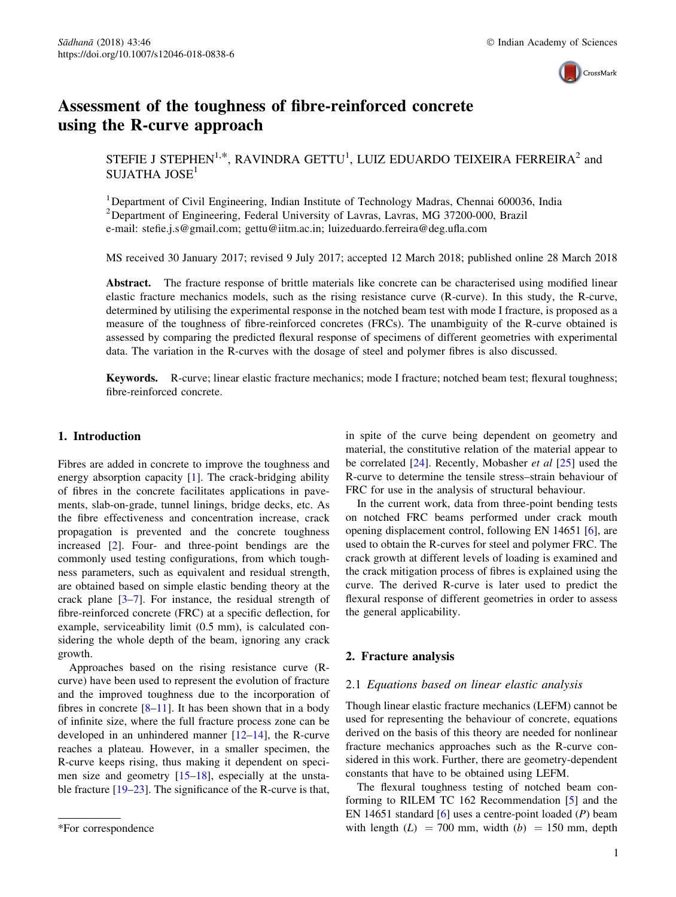# Assessment of the toughness of fibre-reinforced concrete using the R-curve approach

STEFIE J STEPHEN[1,*], RAVINDRA GETTU[1], LUIZ EDUARDO TEIXEIRA FERREIRA[2] and SUJATHA JOSE[1]

[1]Department of Civil Engineering, Indian Institute of Technology Madras, Chennai 600036, India
[2]Department of Engineering, Federal University of Lavras, Lavras, MG 37200-000, Brazil
e-mail: stefie.j.s@gmail.com; gettu@iitm.ac.in; luizeduardo.ferreira@deg.ufla.com

MS received 30 January 2017; revised 9 July 2017; accepted 12 March 2018; published online 28 March 2018

**Abstract.** The fracture response of brittle materials like concrete can be characterised using modified linear elastic fracture mechanics models, such as the rising resistance curve (R-curve). In this study, the R-curve, determined by utilising the experimental response in the notched beam test with mode I fracture, is proposed as a measure of the toughness of fibre-reinforced concretes (FRCs). The unambiguity of the R-curve obtained is assessed by comparing the predicted flexural response of specimens of different geometries with experimental data. The variation in the R-curves with the dosage of steel and polymer fibres is also discussed.

**Keywords.** R-curve; linear elastic fracture mechanics; mode I fracture; notched beam test; flexural toughness; fibre-reinforced concrete.

## 1. Introduction

Fibres are added in concrete to improve the toughness and energy absorption capacity [1]. The crack-bridging ability of fibres in the concrete facilitates applications in pavements, slab-on-grade, tunnel linings, bridge decks, etc. As the fibre effectiveness and concentration increase, crack propagation is prevented and the concrete toughness increased [2]. Four- and three-point bendings are the commonly used testing configurations, from which toughness parameters, such as equivalent and residual strength, are obtained based on simple elastic bending theory at the crack plane [3–7]. For instance, the residual strength of fibre-reinforced concrete (FRC) at a specific deflection, for example, serviceability limit (0.5 mm), is calculated considering the whole depth of the beam, ignoring any crack growth.

Approaches based on the rising resistance curve (R-curve) have been used to represent the evolution of fracture and the improved toughness due to the incorporation of fibres in concrete [8–11]. It has been shown that in a body of infinite size, where the full fracture process zone can be developed in an unhindered manner [12–14], the R-curve reaches a plateau. However, in a smaller specimen, the R-curve keeps rising, thus making it dependent on specimen size and geometry [15–18], especially at the unstable fracture [19–23]. The significance of the R-curve is that, in spite of the curve being dependent on geometry and material, the constitutive relation of the material appear to be correlated [24]. Recently, Mobasher *et al* [25] used the R-curve to determine the tensile stress–strain behaviour of FRC for use in the analysis of structural behaviour.

In the current work, data from three-point bending tests on notched FRC beams performed under crack mouth opening displacement control, following EN 14651 [6], are used to obtain the R-curves for steel and polymer FRC. The crack growth at different levels of loading is examined and the crack mitigation process of fibres is explained using the curve. The derived R-curve is later used to predict the flexural response of different geometries in order to assess the general applicability.

## 2. Fracture analysis

### 2.1 *Equations based on linear elastic analysis*

Though linear elastic fracture mechanics (LEFM) cannot be used for representing the behaviour of concrete, equations derived on the basis of this theory are needed for nonlinear fracture mechanics approaches such as the R-curve considered in this work. Further, there are geometry-dependent constants that have to be obtained using LEFM.

The flexural toughness testing of notched beam conforming to RILEM TC 162 Recommendation [5] and the EN 14651 standard [6] uses a centre-point loaded ($P$) beam with length ($L$) = 700 mm, width ($b$) = 150 mm, depth

*For correspondence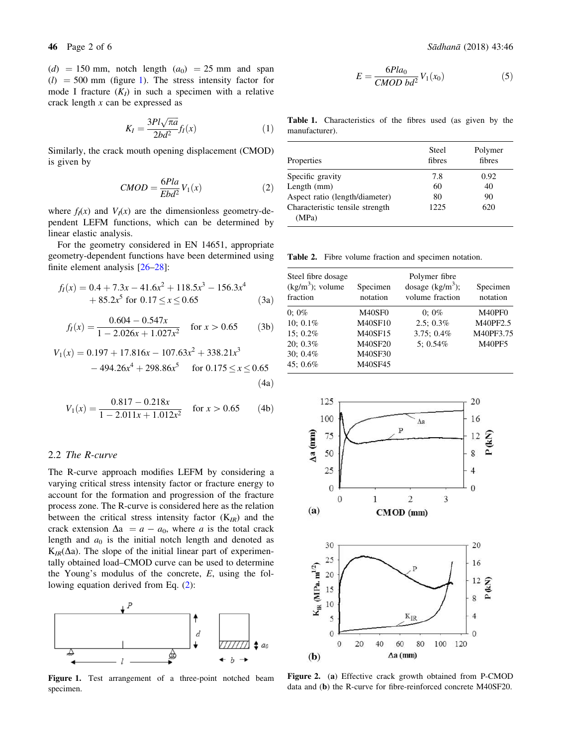($d$) = 150 mm, notch length ($a_0$) = 25 mm and span ($l$) = 500 mm (figure 1). The stress intensity factor for mode I fracture ($K_I$) in such a specimen with a relative crack length $x$ can be expressed as

$$K_I = \frac{3Pl\sqrt{\pi a}}{2bd^2} f_I(x) \tag{1}$$

Similarly, the crack mouth opening displacement (CMOD) is given by

$$CMOD = \frac{6Pla}{Ebd^2} V_1(x) \tag{2}$$

where $f_I(x)$ and $V_I(x)$ are the dimensionless geometry-dependent LEFM functions, which can be determined by linear elastic analysis.

For the geometry considered in EN 14651, appropriate geometry-dependent functions have been determined using finite element analysis [26–28]:

$$f_I(x) = 0.4 + 7.3x - 41.6x^2 + 118.5x^3 - 156.3x^4 + 85.2x^5 \text{ for } 0.17 \le x \le 0.65 \tag{3a}$$

$$f_I(x) = \frac{0.604 - 0.547x}{1 - 2.026x + 1.027x^2} \quad \text{for } x > 0.65 \tag{3b}$$

$$V_1(x) = 0.197 + 17.816x - 107.63x^2 + 338.21x^3 - 494.26x^4 + 298.86x^5 \quad \text{for } 0.175 \le x \le 0.65 \tag{4a}$$

$$V_1(x) = \frac{0.817 - 0.218x}{1 - 2.011x + 1.012x^2} \quad \text{for } x > 0.65 \tag{4b}$$

### 2.2 The R-curve

The R-curve approach modifies LEFM by considering a varying critical stress intensity factor or fracture energy to account for the formation and progression of the fracture process zone. The R-curve is considered here as the relation between the critical stress intensity factor ($K_{IR}$) and the crack extension $\Delta a = a - a_0$, where $a$ is the total crack length and $a_0$ is the initial notch length and denoted as $K_{IR}(\Delta a)$. The slope of the initial linear part of experimentally obtained load–CMOD curve can be used to determine the Young's modulus of the concrete, $E$, using the following equation derived from Eq. (2):

$$E = \frac{6Pla_0}{CMOD\ bd^2} V_1(x_0) \tag{5}$$

Figure 1. Test arrangement of a three-point notched beam specimen.

Table 1. Characteristics of the fibres used (as given by the manufacturer).

| Properties | Steel fibres | Polymer fibres |
|---|---|---|
| Specific gravity | 7.8 | 0.92 |
| Length (mm) | 60 | 40 |
| Aspect ratio (length/diameter) | 80 | 90 |
| Characteristic tensile strength (MPa) | 1225 | 620 |

Table 2. Fibre volume fraction and specimen notation.

| Steel fibre dosage (kg/m$^3$); volume fraction | Specimen notation | Polymer fibre dosage (kg/m$^3$); volume fraction | Specimen notation |
|---|---|---|---|
| 0; 0% | M40SF0 | 0; 0% | M40PF0 |
| 10; 0.1% | M40SF10 | 2.5; 0.3% | M40PF2.5 |
| 15; 0.2% | M40SF15 | 3.75; 0.4% | M40PF3.75 |
| 20; 0.3% | M40SF20 | 5; 0.54% | M40PF5 |
| 30; 0.4% | M40SF30 | | |
| 45; 0.6% | M40SF45 | | |

Figure 2. (a) Effective crack growth obtained from P-CMOD data and (b) the R-curve for fibre-reinforced concrete M40SF20.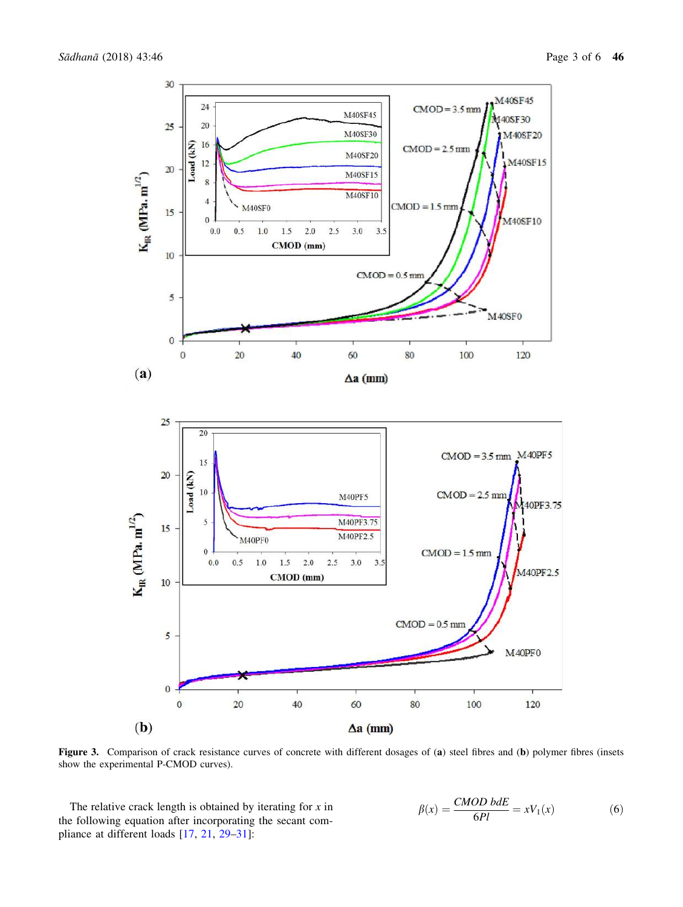**Figure 3.** Comparison of crack resistance curves of concrete with different dosages of (**a**) steel fibres and (**b**) polymer fibres (insets show the experimental P-CMOD curves).

The relative crack length is obtained by iterating for $x$ in the following equation after incorporating the secant compliance at different loads [17, 21, 29–31]:

$$\beta(x) = \frac{CMOD\, bdE}{6Pl} = xV_1(x) \tag{6}$$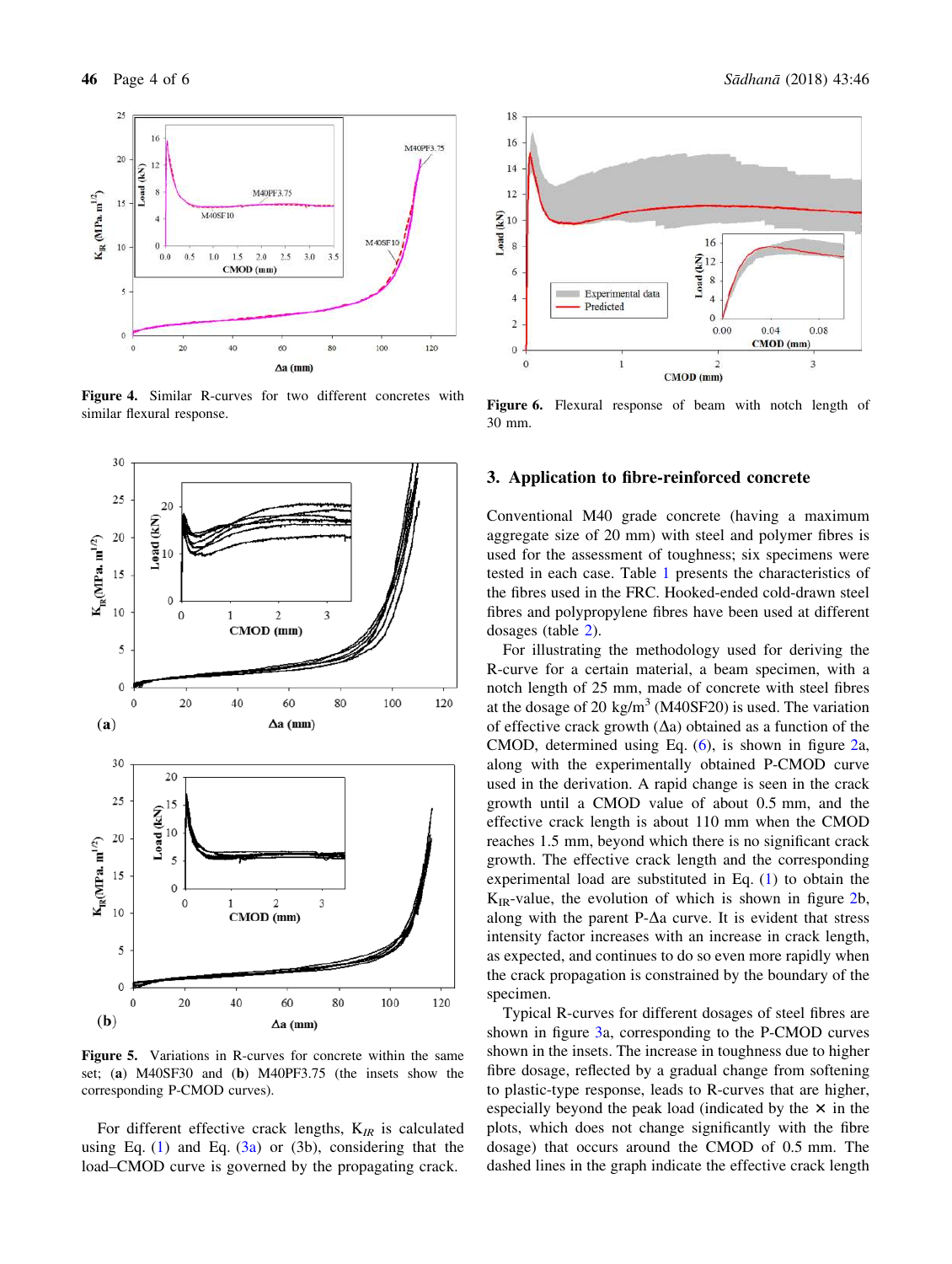Figure 4. Similar R-curves for two different concretes with similar flexural response.

Figure 5. Variations in R-curves for concrete within the same set; (a) M40SF30 and (b) M40PF3.75 (the insets show the corresponding P-CMOD curves).

For different effective crack lengths, $K_{IR}$ is calculated using Eq. (1) and Eq. (3a) or (3b), considering that the load–CMOD curve is governed by the propagating crack.

Figure 6. Flexural response of beam with notch length of 30 mm.

## 3. Application to fibre-reinforced concrete

Conventional M40 grade concrete (having a maximum aggregate size of 20 mm) with steel and polymer fibres is used for the assessment of toughness; six specimens were tested in each case. Table 1 presents the characteristics of the fibres used in the FRC. Hooked-ended cold-drawn steel fibres and polypropylene fibres have been used at different dosages (table 2).

For illustrating the methodology used for deriving the R-curve for a certain material, a beam specimen, with a notch length of 25 mm, made of concrete with steel fibres at the dosage of 20 kg/m$^3$ (M40SF20) is used. The variation of effective crack growth ($\Delta$a) obtained as a function of the CMOD, determined using Eq. (6), is shown in figure 2a, along with the experimentally obtained P-CMOD curve used in the derivation. A rapid change is seen in the crack growth until a CMOD value of about 0.5 mm, and the effective crack length is about 110 mm when the CMOD reaches 1.5 mm, beyond which there is no significant crack growth. The effective crack length and the corresponding experimental load are substituted in Eq. (1) to obtain the $K_{IR}$-value, the evolution of which is shown in figure 2b, along with the parent P-$\Delta$a curve. It is evident that stress intensity factor increases with an increase in crack length, as expected, and continues to do so even more rapidly when the crack propagation is constrained by the boundary of the specimen.

Typical R-curves for different dosages of steel fibres are shown in figure 3a, corresponding to the P-CMOD curves shown in the insets. The increase in toughness due to higher fibre dosage, reflected by a gradual change from softening to plastic-type response, leads to R-curves that are higher, especially beyond the peak load (indicated by the × in the plots, which does not change significantly with the fibre dosage) that occurs around the CMOD of 0.5 mm. The dashed lines in the graph indicate the effective crack length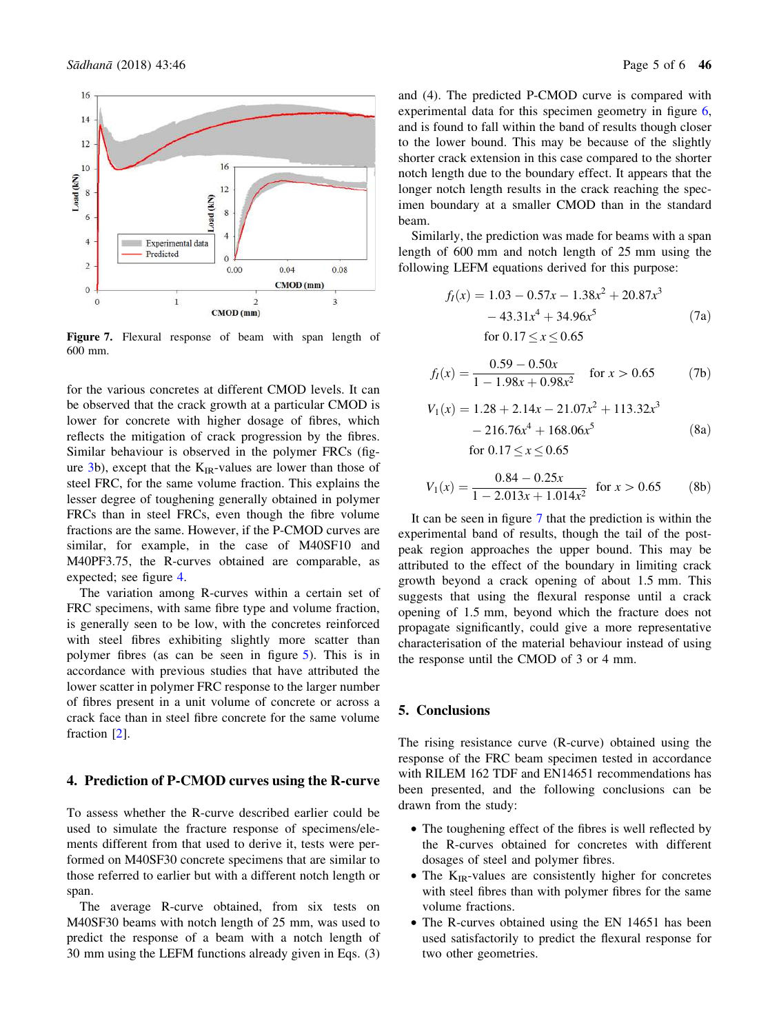Figure 7. Flexural response of beam with span length of 600 mm.

for the various concretes at different CMOD levels. It can be observed that the crack growth at a particular CMOD is lower for concrete with higher dosage of fibres, which reflects the mitigation of crack progression by the fibres. Similar behaviour is observed in the polymer FRCs (figure 3b), except that the $K_{IR}$-values are lower than those of steel FRC, for the same volume fraction. This explains the lesser degree of toughening generally obtained in polymer FRCs than in steel FRCs, even though the fibre volume fractions are the same. However, if the P-CMOD curves are similar, for example, in the case of M40SF10 and M40PF3.75, the R-curves obtained are comparable, as expected; see figure 4.

The variation among R-curves within a certain set of FRC specimens, with same fibre type and volume fraction, is generally seen to be low, with the concretes reinforced with steel fibres exhibiting slightly more scatter than polymer fibres (as can be seen in figure 5). This is in accordance with previous studies that have attributed the lower scatter in polymer FRC response to the larger number of fibres present in a unit volume of concrete or across a crack face than in steel fibre concrete for the same volume fraction [2].

## 4. Prediction of P-CMOD curves using the R-curve

To assess whether the R-curve described earlier could be used to simulate the fracture response of specimens/elements different from that used to derive it, tests were performed on M40SF30 concrete specimens that are similar to those referred to earlier but with a different notch length or span.

The average R-curve obtained, from six tests on M40SF30 beams with notch length of 25 mm, was used to predict the response of a beam with a notch length of 30 mm using the LEFM functions already given in Eqs. (3) and (4). The predicted P-CMOD curve is compared with experimental data for this specimen geometry in figure 6, and is found to fall within the band of results though closer to the lower bound. This may be because of the slightly shorter crack extension in this case compared to the shorter notch length due to the boundary effect. It appears that the longer notch length results in the crack reaching the specimen boundary at a smaller CMOD than in the standard beam.

Similarly, the prediction was made for beams with a span length of 600 mm and notch length of 25 mm using the following LEFM equations derived for this purpose:

$$f_I(x) = 1.03 - 0.57x - 1.38x^2 + 20.87x^3 - 43.31x^4 + 34.96x^5 \quad \text{for } 0.17 \le x \le 0.65 \tag{7a}$$

$$f_I(x) = \frac{0.59 - 0.50x}{1 - 1.98x + 0.98x^2} \quad \text{for } x > 0.65 \tag{7b}$$

$$V_1(x) = 1.28 + 2.14x - 21.07x^2 + 113.32x^3 - 216.76x^4 + 168.06x^5 \quad \text{for } 0.17 \le x \le 0.65 \tag{8a}$$

$$V_1(x) = \frac{0.84 - 0.25x}{1 - 2.013x + 1.014x^2} \quad \text{for } x > 0.65 \tag{8b}$$

It can be seen in figure 7 that the prediction is within the experimental band of results, though the tail of the post-peak region approaches the upper bound. This may be attributed to the effect of the boundary in limiting crack growth beyond a crack opening of about 1.5 mm. This suggests that using the flexural response until a crack opening of 1.5 mm, beyond which the fracture does not propagate significantly, could give a more representative characterisation of the material behaviour instead of using the response until the CMOD of 3 or 4 mm.

## 5. Conclusions

The rising resistance curve (R-curve) obtained using the response of the FRC beam specimen tested in accordance with RILEM 162 TDF and EN14651 recommendations has been presented, and the following conclusions can be drawn from the study:

- The toughening effect of the fibres is well reflected by the R-curves obtained for concretes with different dosages of steel and polymer fibres.
- The $K_{IR}$-values are consistently higher for concretes with steel fibres than with polymer fibres for the same volume fractions.
- The R-curves obtained using the EN 14651 has been used satisfactorily to predict the flexural response for two other geometries.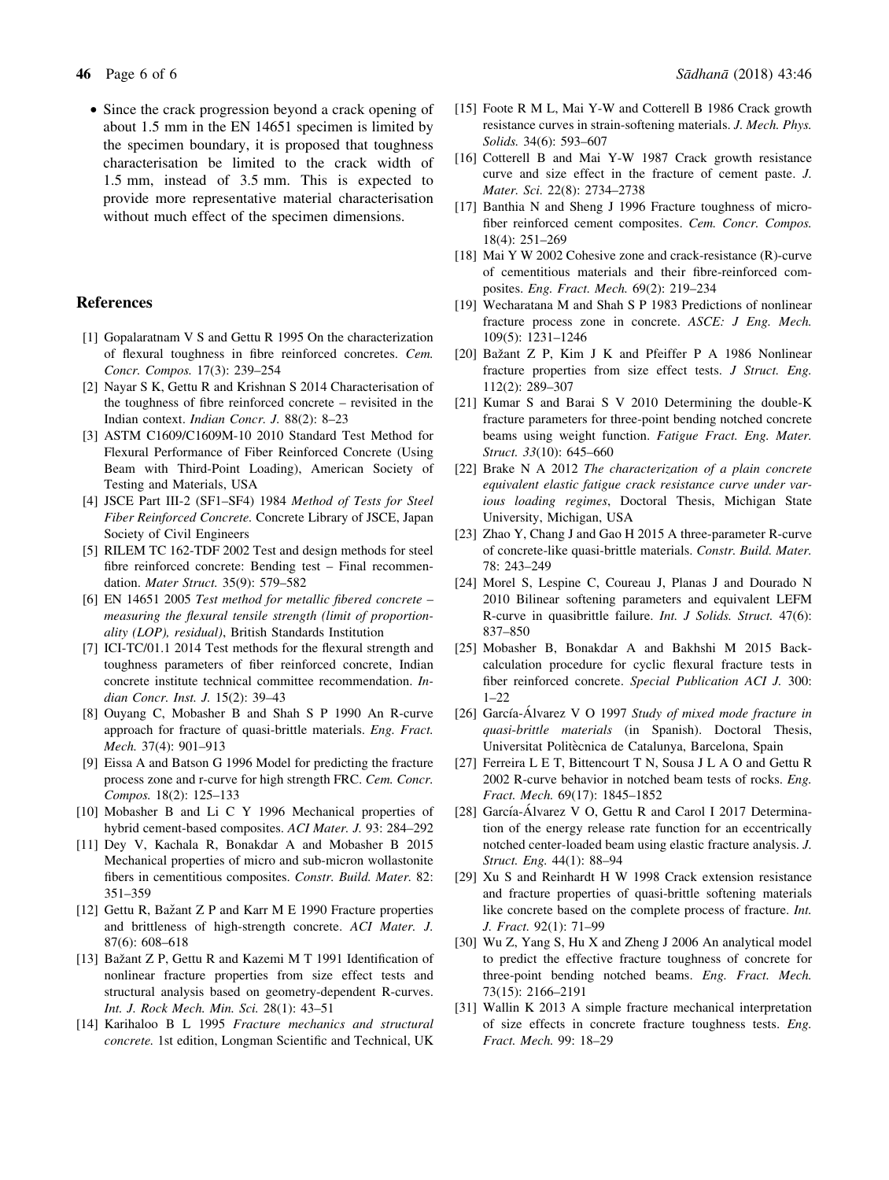- Since the crack progression beyond a crack opening of about 1.5 mm in the EN 14651 specimen is limited by the specimen boundary, it is proposed that toughness characterisation be limited to the crack width of 1.5 mm, instead of 3.5 mm. This is expected to provide more representative material characterisation without much effect of the specimen dimensions.

## References

[1] Gopalaratnam V S and Gettu R 1995 On the characterization of flexural toughness in fibre reinforced concretes. *Cem. Concr. Compos.* 17(3): 239–254

[2] Nayar S K, Gettu R and Krishnan S 2014 Characterisation of the toughness of fibre reinforced concrete – revisited in the Indian context. *Indian Concr. J.* 88(2): 8–23

[3] ASTM C1609/C1609M-10 2010 Standard Test Method for Flexural Performance of Fiber Reinforced Concrete (Using Beam with Third-Point Loading), American Society of Testing and Materials, USA

[4] JSCE Part III-2 (SF1–SF4) 1984 *Method of Tests for Steel Fiber Reinforced Concrete*. Concrete Library of JSCE, Japan Society of Civil Engineers

[5] RILEM TC 162-TDF 2002 Test and design methods for steel fibre reinforced concrete: Bending test – Final recommendation. *Mater Struct.* 35(9): 579–582

[6] EN 14651 2005 *Test method for metallic fibered concrete – measuring the flexural tensile strength (limit of proportionality (LOP), residual)*, British Standards Institution

[7] ICI-TC/01.1 2014 Test methods for the flexural strength and toughness parameters of fiber reinforced concrete, Indian concrete institute technical committee recommendation. *Indian Concr. Inst. J.* 15(2): 39–43

[8] Ouyang C, Mobasher B and Shah S P 1990 An R-curve approach for fracture of quasi-brittle materials. *Eng. Fract. Mech.* 37(4): 901–913

[9] Eissa A and Batson G 1996 Model for predicting the fracture process zone and r-curve for high strength FRC. *Cem. Concr. Compos.* 18(2): 125–133

[10] Mobasher B and Li C Y 1996 Mechanical properties of hybrid cement-based composites. *ACI Mater. J.* 93: 284–292

[11] Dey V, Kachala R, Bonakdar A and Mobasher B 2015 Mechanical properties of micro and sub-micron wollastonite fibers in cementitious composites. *Constr. Build. Mater.* 82: 351–359

[12] Gettu R, Bažant Z P and Karr M E 1990 Fracture properties and brittleness of high-strength concrete. *ACI Mater. J.* 87(6): 608–618

[13] Bažant Z P, Gettu R and Kazemi M T 1991 Identification of nonlinear fracture properties from size effect tests and structural analysis based on geometry-dependent R-curves. *Int. J. Rock Mech. Min. Sci.* 28(1): 43–51

[14] Karihaloo B L 1995 *Fracture mechanics and structural concrete*. 1st edition, Longman Scientific and Technical, UK

[15] Foote R M L, Mai Y-W and Cotterell B 1986 Crack growth resistance curves in strain-softening materials. *J. Mech. Phys. Solids.* 34(6): 593–607

[16] Cotterell B and Mai Y-W 1987 Crack growth resistance curve and size effect in the fracture of cement paste. *J. Mater. Sci.* 22(8): 2734–2738

[17] Banthia N and Sheng J 1996 Fracture toughness of micro-fiber reinforced cement composites. *Cem. Concr. Compos.* 18(4): 251–269

[18] Mai Y W 2002 Cohesive zone and crack-resistance (R)-curve of cementitious materials and their fibre-reinforced composites. *Eng. Fract. Mech.* 69(2): 219–234

[19] Wecharatana M and Shah S P 1983 Predictions of nonlinear fracture process zone in concrete. *ASCE: J Eng. Mech.* 109(5): 1231–1246

[20] Bažant Z P, Kim J K and Pfeiffer P A 1986 Nonlinear fracture properties from size effect tests. *J Struct. Eng.* 112(2): 289–307

[21] Kumar S and Barai S V 2010 Determining the double-K fracture parameters for three-point bending notched concrete beams using weight function. *Fatigue Fract. Eng. Mater. Struct. 33*(10): 645–660

[22] Brake N A 2012 *The characterization of a plain concrete equivalent elastic fatigue crack resistance curve under various loading regimes*, Doctoral Thesis, Michigan State University, Michigan, USA

[23] Zhao Y, Chang J and Gao H 2015 A three-parameter R-curve of concrete-like quasi-brittle materials. *Constr. Build. Mater.* 78: 243–249

[24] Morel S, Lespine C, Coureau J, Planas J and Dourado N 2010 Bilinear softening parameters and equivalent LEFM R-curve in quasibrittle failure. *Int. J Solids. Struct.* 47(6): 837–850

[25] Mobasher B, Bonakdar A and Bakhshi M 2015 Back-calculation procedure for cyclic flexural fracture tests in fiber reinforced concrete. *Special Publication ACI J.* 300: 1–22

[26] García-Álvarez V O 1997 *Study of mixed mode fracture in quasi-brittle materials* (in Spanish). Doctoral Thesis, Universitat Politècnica de Catalunya, Barcelona, Spain

[27] Ferreira L E T, Bittencourt T N, Sousa J L A O and Gettu R 2002 R-curve behavior in notched beam tests of rocks. *Eng. Fract. Mech.* 69(17): 1845–1852

[28] García-Álvarez V O, Gettu R and Carol I 2017 Determination of the energy release rate function for an eccentrically notched center-loaded beam using elastic fracture analysis. *J. Struct. Eng.* 44(1): 88–94

[29] Xu S and Reinhardt H W 1998 Crack extension resistance and fracture properties of quasi-brittle softening materials like concrete based on the complete process of fracture. *Int. J. Fract.* 92(1): 71–99

[30] Wu Z, Yang S, Hu X and Zheng J 2006 An analytical model to predict the effective fracture toughness of concrete for three-point bending notched beams. *Eng. Fract. Mech.* 73(15): 2166–2191

[31] Wallin K 2013 A simple fracture mechanical interpretation of size effects in concrete fracture toughness tests. *Eng. Fract. Mech.* 99: 18–29